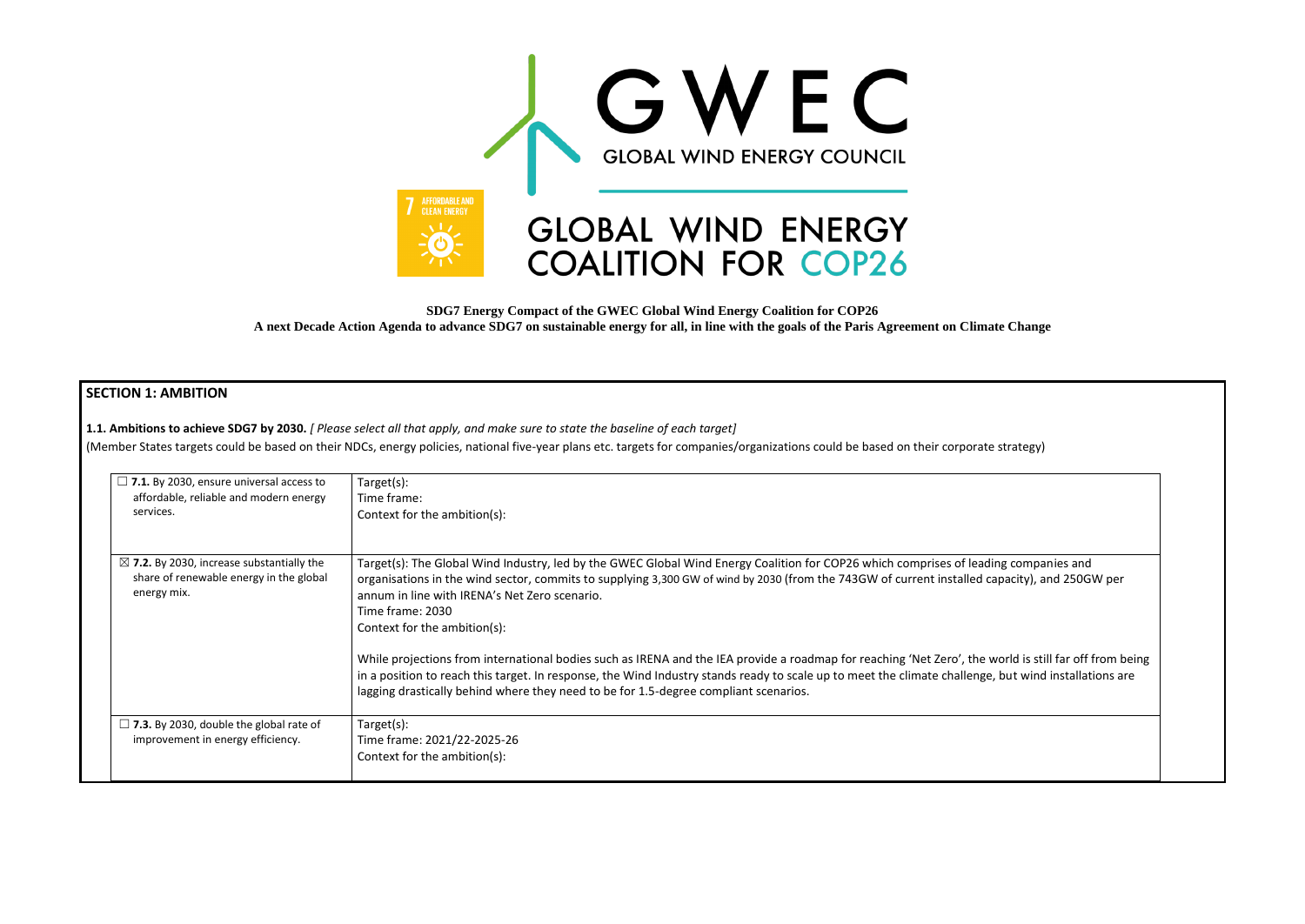GWEC

GLOBAL WIND ENERGY COUNCIL

GLOBAL WIND ENERGY COALITION FOR COP26

**SDG7 Energy Compact of the GWEC Global Wind Energy Coalition for COP26**
**A next Decade Action Agenda to advance SDG7 on sustainable energy for all, in line with the goals of the Paris Agreement on Climate Change**

## SECTION 1: AMBITION

**1.1. Ambitions to achieve SDG7 by 2030.** *[ Please select all that apply, and make sure to state the baseline of each target]*

(Member States targets could be based on their NDCs, energy policies, national five-year plans etc. targets for companies/organizations could be based on their corporate strategy)

| | |
|---|---|
| ☐ **7.1.** By 2030, ensure universal access to affordable, reliable and modern energy services. | Target(s):<br>Time frame:<br>Context for the ambition(s): |
| ☒ **7.2.** By 2030, increase substantially the share of renewable energy in the global energy mix. | Target(s): The Global Wind Industry, led by the GWEC Global Wind Energy Coalition for COP26 which comprises of leading companies and organisations in the wind sector, commits to supplying 3,300 GW of wind by 2030 (from the 743GW of current installed capacity), and 250GW per annum in line with IRENA's Net Zero scenario.<br>Time frame: 2030<br>Context for the ambition(s):<br><br>While projections from international bodies such as IRENA and the IEA provide a roadmap for reaching 'Net Zero', the world is still far off from being in a position to reach this target. In response, the Wind Industry stands ready to scale up to meet the climate challenge, but wind installations are lagging drastically behind where they need to be for 1.5-degree compliant scenarios. |
| ☐ **7.3.** By 2030, double the global rate of improvement in energy efficiency. | Target(s):<br>Time frame: 2021/22-2025-26<br>Context for the ambition(s): |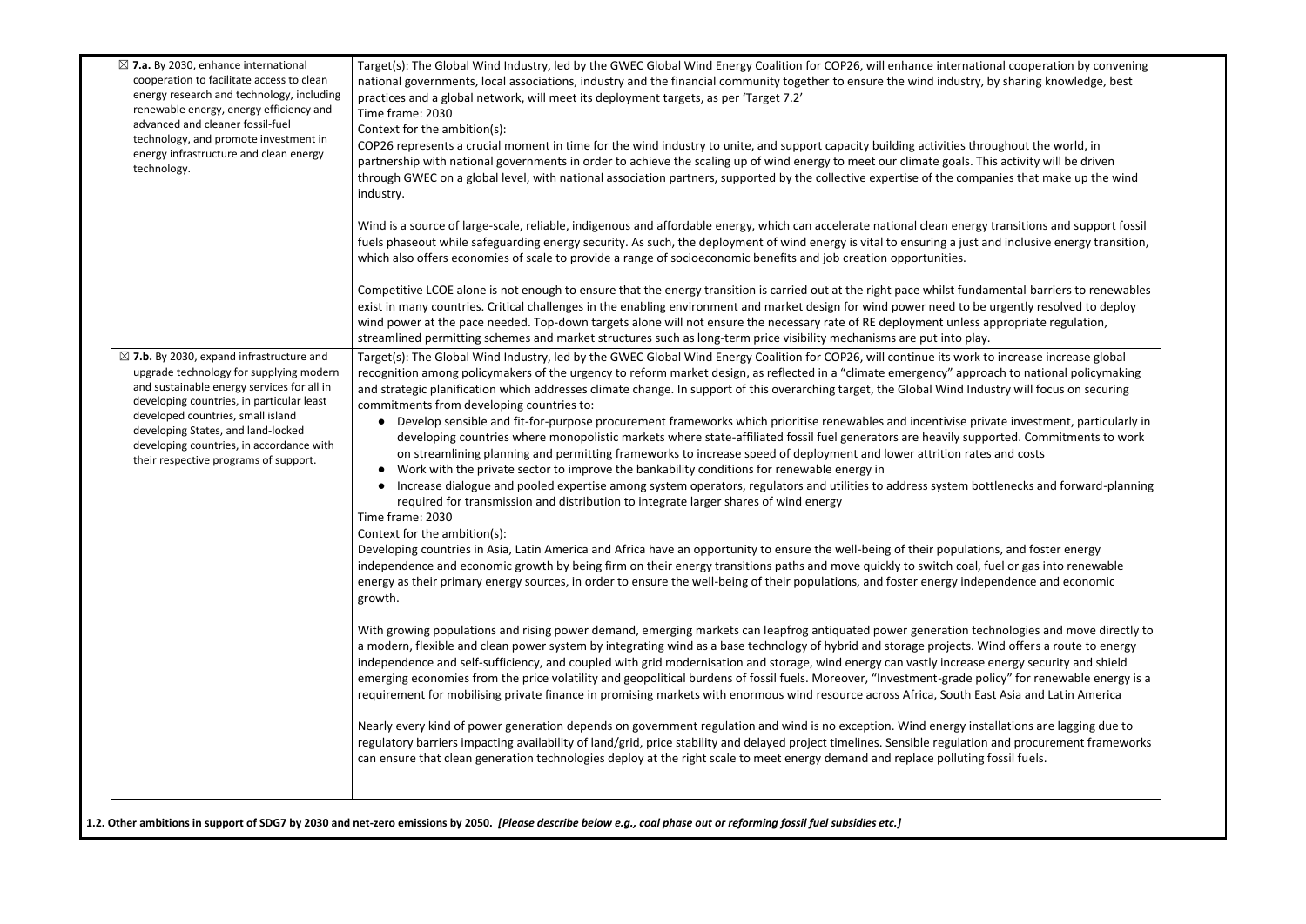| | |
|---|---|
| ☒ **7.a.** By 2030, enhance international cooperation to facilitate access to clean energy research and technology, including renewable energy, energy efficiency and advanced and cleaner fossil-fuel technology, and promote investment in energy infrastructure and clean energy technology. | Target(s): The Global Wind Industry, led by the GWEC Global Wind Energy Coalition for COP26, will enhance international cooperation by convening national governments, local associations, industry and the financial community together to ensure the wind industry, by sharing knowledge, best practices and a global network, will meet its deployment targets, as per 'Target 7.2'<br>Time frame: 2030<br>Context for the ambition(s):<br>COP26 represents a crucial moment in time for the wind industry to unite, and support capacity building activities throughout the world, in partnership with national governments in order to achieve the scaling up of wind energy to meet our climate goals. This activity will be driven through GWEC on a global level, with national association partners, supported by the collective expertise of the companies that make up the wind industry.<br><br>Wind is a source of large-scale, reliable, indigenous and affordable energy, which can accelerate national clean energy transitions and support fossil fuels phaseout while safeguarding energy security. As such, the deployment of wind energy is vital to ensuring a just and inclusive energy transition, which also offers economies of scale to provide a range of socioeconomic benefits and job creation opportunities.<br><br>Competitive LCOE alone is not enough to ensure that the energy transition is carried out at the right pace whilst fundamental barriers to renewables exist in many countries. Critical challenges in the enabling environment and market design for wind power need to be urgently resolved to deploy wind power at the pace needed. Top-down targets alone will not ensure the necessary rate of RE deployment unless appropriate regulation, streamlined permitting schemes and market structures such as long-term price visibility mechanisms are put into play. |
| ☒ **7.b.** By 2030, expand infrastructure and upgrade technology for supplying modern and sustainable energy services for all in developing countries, in particular least developed countries, small island developing States, and land-locked developing countries, in accordance with their respective programs of support. | Target(s): The Global Wind Industry, led by the GWEC Global Wind Energy Coalition for COP26, will continue its work to increase increase global recognition among policymakers of the urgency to reform market design, as reflected in a "climate emergency" approach to national policymaking and strategic planification which addresses climate change. In support of this overarching target, the Global Wind Industry will focus on securing commitments from developing countries to:<br>● Develop sensible and fit-for-purpose procurement frameworks which prioritise renewables and incentivise private investment, particularly in developing countries where monopolistic markets where state-affiliated fossil fuel generators are heavily supported. Commitments to work on streamlining planning and permitting frameworks to increase speed of deployment and lower attrition rates and costs<br>● Work with the private sector to improve the bankability conditions for renewable energy in<br>● Increase dialogue and pooled expertise among system operators, regulators and utilities to address system bottlenecks and forward-planning required for transmission and distribution to integrate larger shares of wind energy<br>Time frame: 2030<br>Context for the ambition(s):<br>Developing countries in Asia, Latin America and Africa have an opportunity to ensure the well-being of their populations, and foster energy independence and economic growth by being firm on their energy transitions paths and move quickly to switch coal, fuel or gas into renewable energy as their primary energy sources, in order to ensure the well-being of their populations, and foster energy independence and economic growth.<br><br>With growing populations and rising power demand, emerging markets can leapfrog antiquated power generation technologies and move directly to a modern, flexible and clean power system by integrating wind as a base technology of hybrid and storage projects. Wind offers a route to energy independence and self-sufficiency, and coupled with grid modernisation and storage, wind energy can vastly increase energy security and shield emerging economies from the price volatility and geopolitical burdens of fossil fuels. Moreover, "Investment-grade policy" for renewable energy is a requirement for mobilising private finance in promising markets with enormous wind resource across Africa, South East Asia and Latin America<br><br>Nearly every kind of power generation depends on government regulation and wind is no exception. Wind energy installations are lagging due to regulatory barriers impacting availability of land/grid, price stability and delayed project timelines. Sensible regulation and procurement frameworks can ensure that clean generation technologies deploy at the right scale to meet energy demand and replace polluting fossil fuels. |

**1.2. Other ambitions in support of SDG7 by 2030 and net-zero emissions by 2050.** ***[Please describe below e.g., coal phase out or reforming fossil fuel subsidies etc.]***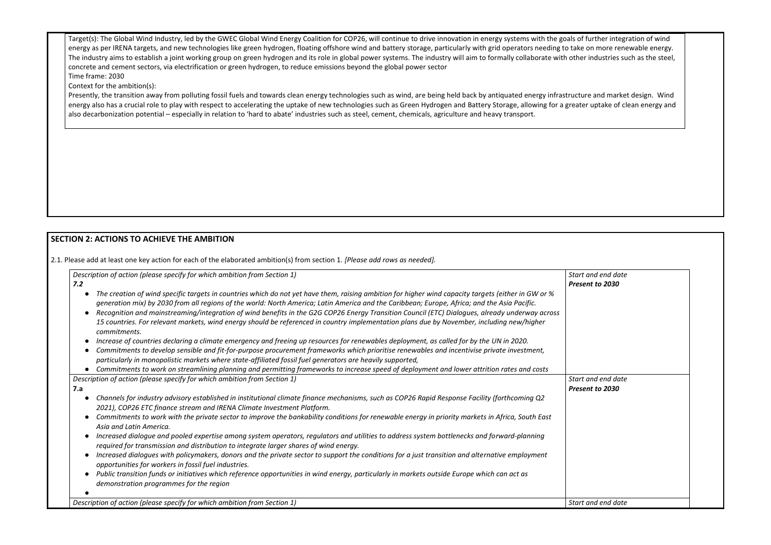Target(s): The Global Wind Industry, led by the GWEC Global Wind Energy Coalition for COP26, will continue to drive innovation in energy systems with the goals of further integration of wind energy as per IRENA targets, and new technologies like green hydrogen, floating offshore wind and battery storage, particularly with grid operators needing to take on more renewable energy. The industry aims to establish a joint working group on green hydrogen and its role in global power systems. The industry will aim to formally collaborate with other industries such as the steel, concrete and cement sectors, via electrification or green hydrogen, to reduce emissions beyond the global power sector

Time frame: 2030

Context for the ambition(s):

Presently, the transition away from polluting fossil fuels and towards clean energy technologies such as wind, are being held back by antiquated energy infrastructure and market design. Wind energy also has a crucial role to play with respect to accelerating the uptake of new technologies such as Green Hydrogen and Battery Storage, allowing for a greater uptake of clean energy and also decarbonization potential – especially in relation to 'hard to abate' industries such as steel, cement, chemicals, agriculture and heavy transport.

## SECTION 2: ACTIONS TO ACHIEVE THE AMBITION

2.1. Please add at least one key action for each of the elaborated ambition(s) from section 1. *[Please add rows as needed].*

| *Description of action (please specify for which ambition from Section 1)* | *Start and end date* |
|---|---|
| ***7.2*** <br> • *The creation of wind specific targets in countries which do not yet have them, raising ambition for higher wind capacity targets (either in GW or % generation mix) by 2030 from all regions of the world: North America; Latin America and the Caribbean; Europe, Africa; and the Asia Pacific.* <br> • *Recognition and mainstreaming/integration of wind benefits in the G2G COP26 Energy Transition Council (ETC) Dialogues, already underway across 15 countries. For relevant markets, wind energy should be referenced in country implementation plans due by November, including new/higher commitments.* <br> • *Increase of countries declaring a climate emergency and freeing up resources for renewables deployment, as called for by the UN in 2020.* <br> • *Commitments to develop sensible and fit-for-purpose procurement frameworks which prioritise renewables and incentivise private investment, particularly in monopolistic markets where state-affiliated fossil fuel generators are heavily supported,* <br> • *Commitments to work on streamlining planning and permitting frameworks to increase speed of deployment and lower attrition rates and costs* | ***Present to 2030*** |
| *Description of action (please specify for which ambition from Section 1)* <br> ***7.a*** <br> • *Channels for industry advisory established in institutional climate finance mechanisms, such as COP26 Rapid Response Facility (forthcoming Q2 2021), COP26 ETC finance stream and IRENA Climate Investment Platform.* <br> • *Commitments to work with the private sector to improve the bankability conditions for renewable energy in priority markets in Africa, South East Asia and Latin America.* <br> • *Increased dialogue and pooled expertise among system operators, regulators and utilities to address system bottlenecks and forward-planning required for transmission and distribution to integrate larger shares of wind energy.* <br> • *Increased dialogues with policymakers, donors and the private sector to support the conditions for a just transition and alternative employment opportunities for workers in fossil fuel industries.* <br> • *Public transition funds or initiatives which reference opportunities in wind energy, particularly in markets outside Europe which can act as demonstration programmes for the region* <br> • | *Start and end date* <br> ***Present to 2030*** |
| *Description of action (please specify for which ambition from Section 1)* | *Start and end date* |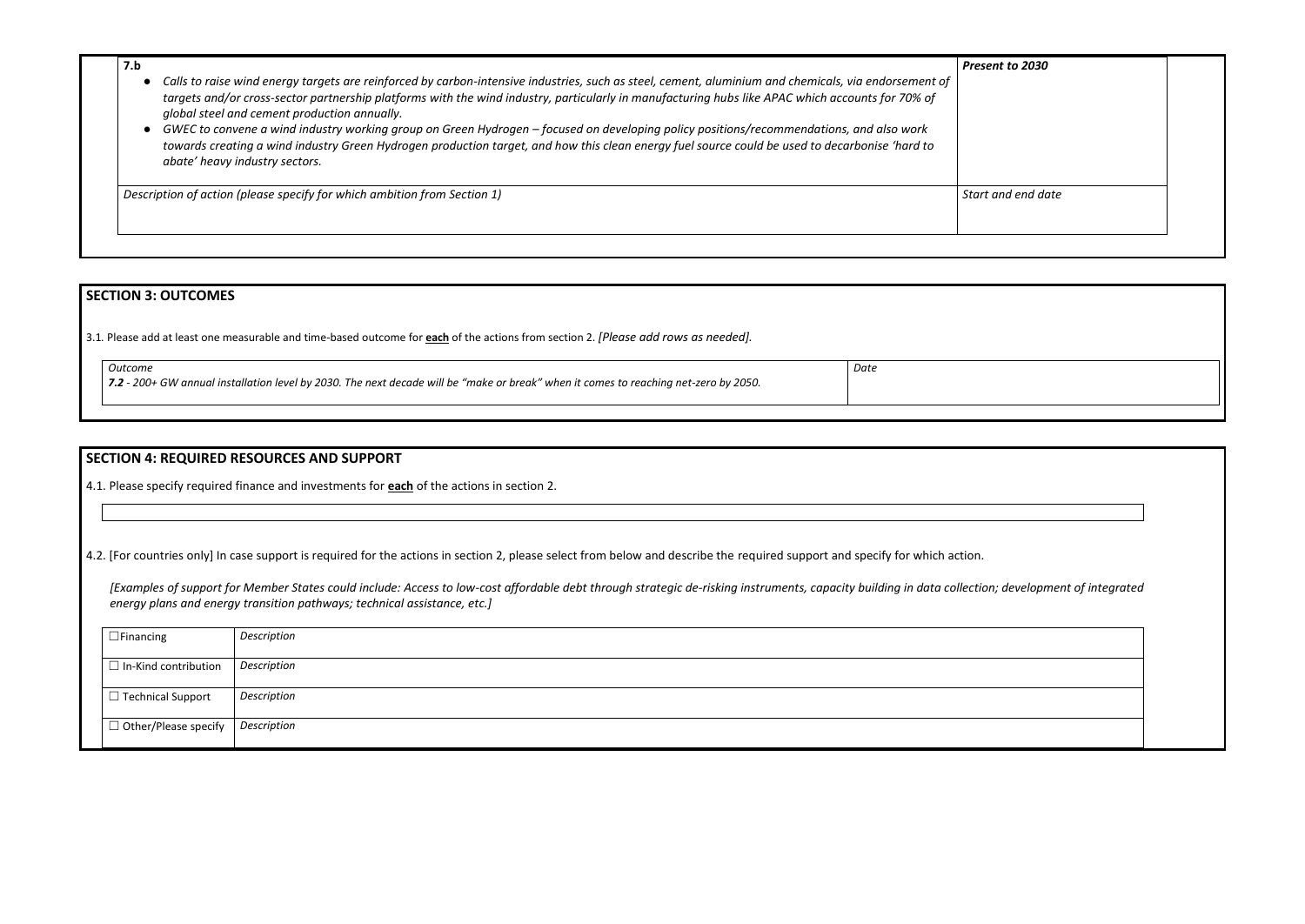| | |
|---|---|
| **7.b**<br>● *Calls to raise wind energy targets are reinforced by carbon-intensive industries, such as steel, cement, aluminium and chemicals, via endorsement of targets and/or cross-sector partnership platforms with the wind industry, particularly in manufacturing hubs like APAC which accounts for 70% of global steel and cement production annually.*<br>● *GWEC to convene a wind industry working group on Green Hydrogen – focused on developing policy positions/recommendations, and also work towards creating a wind industry Green Hydrogen production target, and how this clean energy fuel source could be used to decarbonise 'hard to abate' heavy industry sectors.* | ***Present to 2030*** |
| *Description of action (please specify for which ambition from Section 1)* | *Start and end date* |

## SECTION 3: OUTCOMES

3.1. Please add at least one measurable and time-based outcome for **each** of the actions from section 2. *[Please add rows as needed].*

| *Outcome* | *Date* |
|---|---|
| ***7.2*** *- 200+ GW annual installation level by 2030. The next decade will be "make or break" when it comes to reaching net-zero by 2050.* | |

## SECTION 4: REQUIRED RESOURCES AND SUPPORT

4.1. Please specify required finance and investments for **each** of the actions in section 2.

| |
|---|
| |

4.2. [For countries only] In case support is required for the actions in section 2, please select from below and describe the required support and specify for which action.

*[Examples of support for Member States could include: Access to low-cost affordable debt through strategic de-risking instruments, capacity building in data collection; development of integrated energy plans and energy transition pathways; technical assistance, etc.]*

| | |
|---|---|
| ☐Financing | *Description* |
| ☐ In-Kind contribution | *Description* |
| ☐ Technical Support | *Description* |
| ☐ Other/Please specify | *Description* |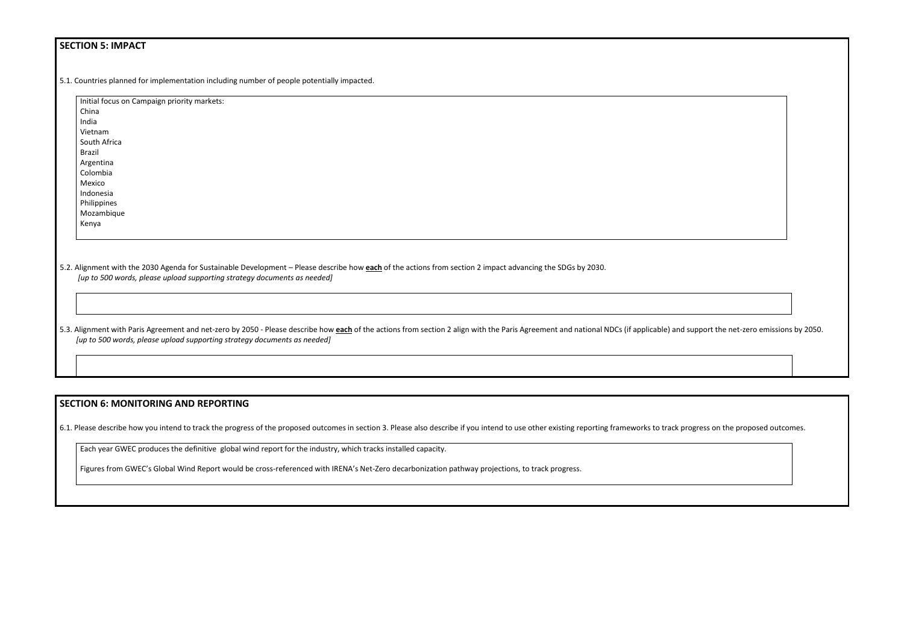## SECTION 5: IMPACT

5.1. Countries planned for implementation including number of people potentially impacted.

Initial focus on Campaign priority markets:
China
India
Vietnam
South Africa
Brazil
Argentina
Colombia
Mexico
Indonesia
Philippines
Mozambique
Kenya

5.2. Alignment with the 2030 Agenda for Sustainable Development – Please describe how **each** of the actions from section 2 impact advancing the SDGs by 2030.
*[up to 500 words, please upload supporting strategy documents as needed]*

5.3. Alignment with Paris Agreement and net-zero by 2050 - Please describe how **each** of the actions from section 2 align with the Paris Agreement and national NDCs (if applicable) and support the net-zero emissions by 2050.
*[up to 500 words, please upload supporting strategy documents as needed]*

## SECTION 6: MONITORING AND REPORTING

6.1. Please describe how you intend to track the progress of the proposed outcomes in section 3. Please also describe if you intend to use other existing reporting frameworks to track progress on the proposed outcomes.

Each year GWEC produces the definitive global wind report for the industry, which tracks installed capacity.

Figures from GWEC's Global Wind Report would be cross-referenced with IRENA's Net-Zero decarbonization pathway projections, to track progress.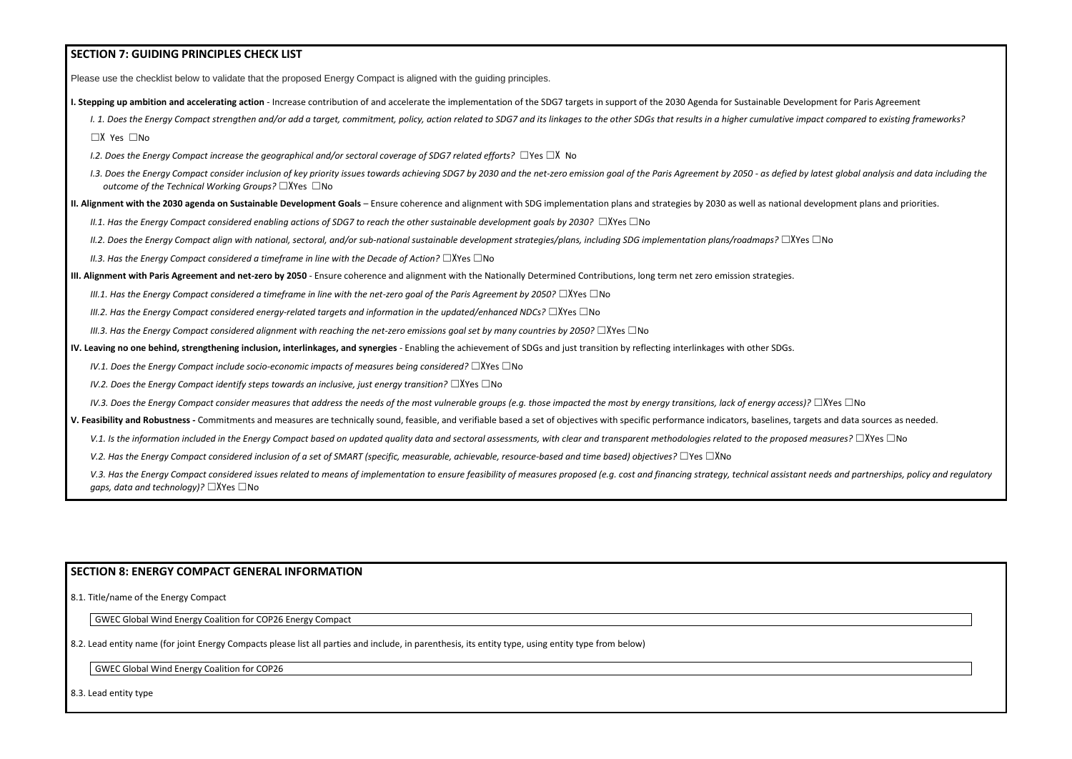## SECTION 7: GUIDING PRINCIPLES CHECK LIST

Please use the checklist below to validate that the proposed Energy Compact is aligned with the guiding principles.

**I. Stepping up ambition and accelerating action** - Increase contribution of and accelerate the implementation of the SDG7 targets in support of the 2030 Agenda for Sustainable Development for Paris Agreement

*I. 1. Does the Energy Compact strengthen and/or add a target, commitment, policy, action related to SDG7 and its linkages to the other SDGs that results in a higher cumulative impact compared to existing frameworks?*

☐X Yes ☐No

*I.2. Does the Energy Compact increase the geographical and/or sectoral coverage of SDG7 related efforts?* ☐Yes ☐X No

*I.3. Does the Energy Compact consider inclusion of key priority issues towards achieving SDG7 by 2030 and the net-zero emission goal of the Paris Agreement by 2050 - as defied by latest global analysis and data including the outcome of the Technical Working Groups?* ☐XYes ☐No

**II. Alignment with the 2030 agenda on Sustainable Development Goals** – Ensure coherence and alignment with SDG implementation plans and strategies by 2030 as well as national development plans and priorities.

*II.1. Has the Energy Compact considered enabling actions of SDG7 to reach the other sustainable development goals by 2030?* ☐XYes ☐No

*II.2. Does the Energy Compact align with national, sectoral, and/or sub-national sustainable development strategies/plans, including SDG implementation plans/roadmaps?* ☐XYes ☐No

*II.3. Has the Energy Compact considered a timeframe in line with the Decade of Action?* ☐XYes ☐No

**III. Alignment with Paris Agreement and net-zero by 2050** - Ensure coherence and alignment with the Nationally Determined Contributions, long term net zero emission strategies.

*III.1. Has the Energy Compact considered a timeframe in line with the net-zero goal of the Paris Agreement by 2050?* ☐XYes ☐No

*III.2. Has the Energy Compact considered energy-related targets and information in the updated/enhanced NDCs?* ☐XYes ☐No

*III.3. Has the Energy Compact considered alignment with reaching the net-zero emissions goal set by many countries by 2050?* ☐XYes ☐No

**IV. Leaving no one behind, strengthening inclusion, interlinkages, and synergies** - Enabling the achievement of SDGs and just transition by reflecting interlinkages with other SDGs.

*IV.1. Does the Energy Compact include socio-economic impacts of measures being considered?* ☐XYes ☐No

*IV.2. Does the Energy Compact identify steps towards an inclusive, just energy transition?* ☐XYes ☐No

*IV.3. Does the Energy Compact consider measures that address the needs of the most vulnerable groups (e.g. those impacted the most by energy transitions, lack of energy access)?* ☐XYes ☐No

**V. Feasibility and Robustness -** Commitments and measures are technically sound, feasible, and verifiable based a set of objectives with specific performance indicators, baselines, targets and data sources as needed.

*V.1. Is the information included in the Energy Compact based on updated quality data and sectoral assessments, with clear and transparent methodologies related to the proposed measures?* ☐XYes ☐No

*V.2. Has the Energy Compact considered inclusion of a set of SMART (specific, measurable, achievable, resource-based and time based) objectives?* ☐Yes ☐XNo

*V.3. Has the Energy Compact considered issues related to means of implementation to ensure feasibility of measures proposed (e.g. cost and financing strategy, technical assistant needs and partnerships, policy and regulatory gaps, data and technology)?* ☐XYes ☐No

## SECTION 8: ENERGY COMPACT GENERAL INFORMATION

8.1. Title/name of the Energy Compact

GWEC Global Wind Energy Coalition for COP26 Energy Compact

8.2. Lead entity name (for joint Energy Compacts please list all parties and include, in parenthesis, its entity type, using entity type from below)

GWEC Global Wind Energy Coalition for COP26

8.3. Lead entity type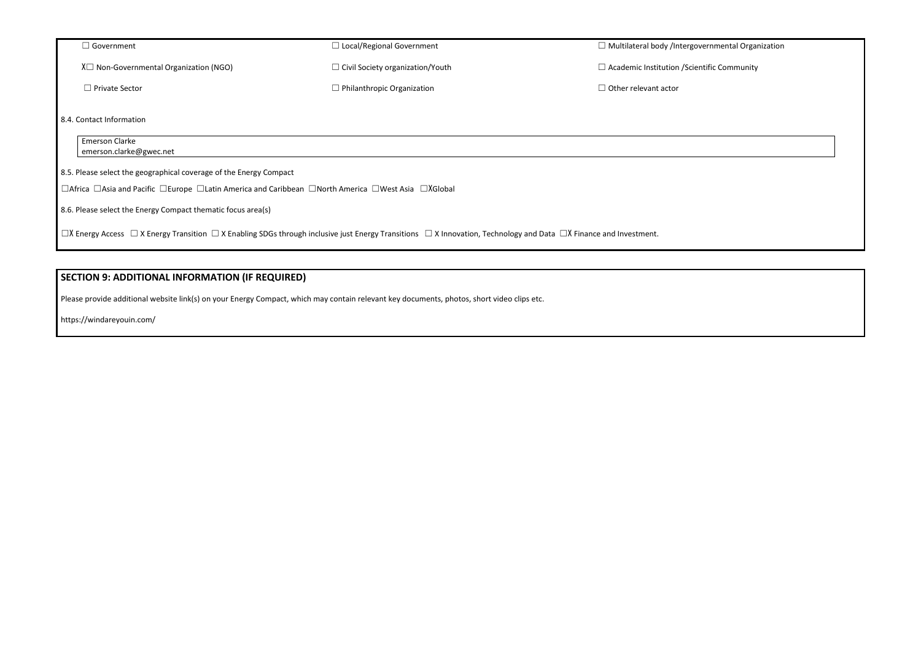☐ Government ☐ Local/Regional Government ☐ Multilateral body /Intergovernmental Organization

X☐ Non-Governmental Organization (NGO) ☐ Civil Society organization/Youth ☐ Academic Institution /Scientific Community

☐ Private Sector ☐ Philanthropic Organization ☐ Other relevant actor

8.4. Contact Information

Emerson Clarke
emerson.clarke@gwec.net

8.5. Please select the geographical coverage of the Energy Compact

☐Africa ☐Asia and Pacific ☐Europe ☐Latin America and Caribbean ☐North America ☐West Asia ☐XGlobal

8.6. Please select the Energy Compact thematic focus area(s)

☐X Energy Access ☐ X Energy Transition ☐ X Enabling SDGs through inclusive just Energy Transitions ☐ X Innovation, Technology and Data ☐X Finance and Investment.

## SECTION 9: ADDITIONAL INFORMATION (IF REQUIRED)

Please provide additional website link(s) on your Energy Compact, which may contain relevant key documents, photos, short video clips etc.

https://windareyouin.com/